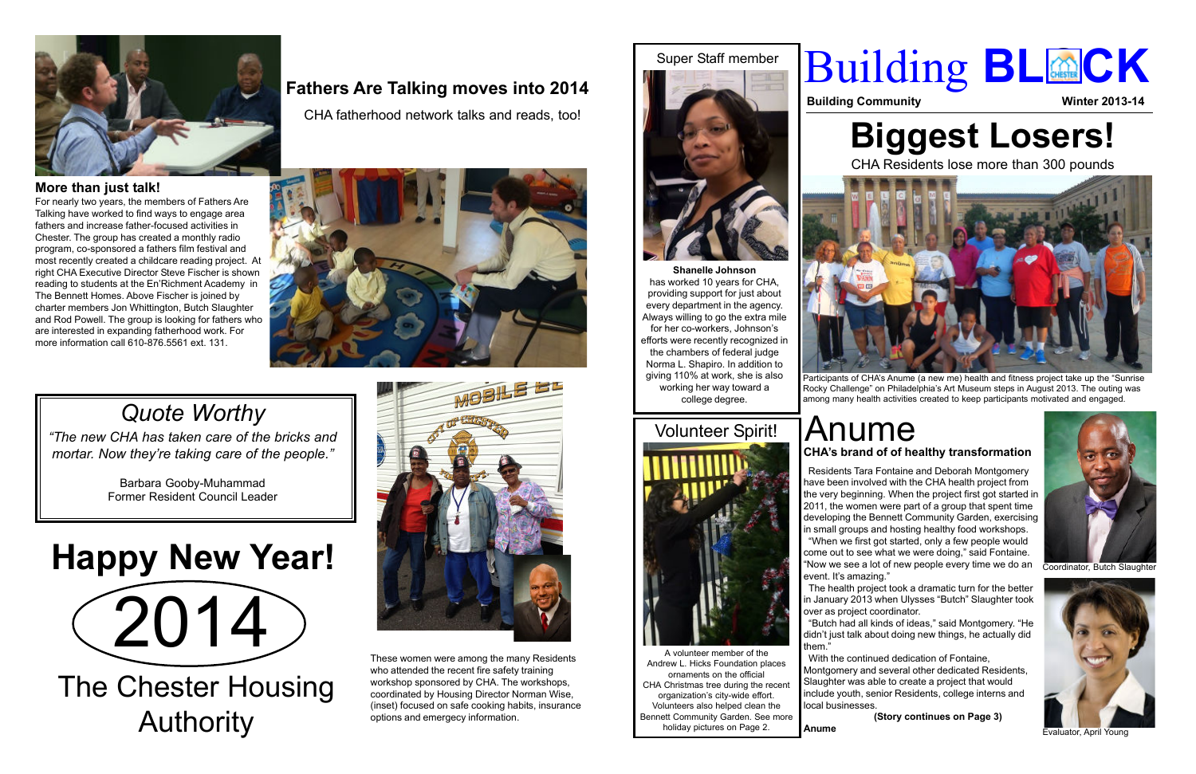# Building BLOCK

**Building Community** **Winter 2013-14**

# Biggest Losers!

CHA Residents lose more than 300 pounds

Participants of CHA's Anume (a new me) health and fitness project take up the "Sunrise Rocky Challenge" on Philadelphia's Art Museum steps in August 2013. The outing was among many health activities created to keep participants motivated and engaged.

# Anume

### CHA's brand of of healthy transformation

Residents Tara Fontaine and Deborah Montgomery have been involved with the CHA health project from the very beginning. When the project first got started in 2011, the women were part of a group that spent time developing the Bennett Community Garden, exercising in small groups and hosting healthy food workshops.

"When we first got started, only a few people would come out to see what we were doing," said Fontaine. "Now we see a lot of new people every time we do an event. It's amazing."

The health project took a dramatic turn for the better in January 2013 when Ulysses "Butch" Slaughter took over as project coordinator.

"Butch had all kinds of ideas," said Montgomery. "He didn't just talk about doing new things, he actually did them."

With the continued dedication of Fontaine, Montgomery and several other dedicated Residents, Slaughter was able to create a project that would include youth, senior Residents, college interns and local businesses.

**(Story continues on Page 3)**

**Anume**

Coordinator, Butch Slaughter

Evaluator, April Young

## Fathers Are Talking moves into 2014

CHA fatherhood network talks and reads, too!

### More than just talk!

For nearly two years, the members of Fathers Are Talking have worked to find ways to engage area fathers and increase father-focused activities in Chester. The group has created a monthly radio program, co-sponsored a fathers film festival and most recently created a childcare reading project. At right CHA Executive Director Steve Fischer is shown reading to students at the En'Richment Academy in The Bennett Homes. Above Fischer is joined by charter members Jon Whittington, Butch Slaughter and Rod Powell. The group is looking for fathers who are interested in expanding fatherhood work. For more information call 610-876.5561 ext. 131.

## Super Staff member

**Shanelle Johnson** has worked 10 years for CHA, providing support for just about every department in the agency. Always willing to go the extra mile for her co-workers, Johnson's efforts were recently recognized in the chambers of federal judge Norma L. Shapiro. In addition to giving 110% at work, she is also working her way toward a college degree.

## *Quote Worthy*

*"The new CHA has taken care of the bricks and mortar. Now they're taking care of the people."*

Barbara Gooby-Muhammad
Former Resident Council Leader

These women were among the many Residents who attended the recent fire safety training workshop sponsored by CHA. The workshops, coordinated by Housing Director Norman Wise, (inset) focused on safe cooking habits, insurance options and emergency information.

## Volunteer Spirit!

A volunteer member of the Andrew L. Hicks Foundation places ornaments on the official CHA Christmas tree during the recent organization's city-wide effort. Volunteers also helped clean the Bennett Community Garden. See more holiday pictures on Page 2.

# Happy New Year!

# 2014

## The Chester Housing Authority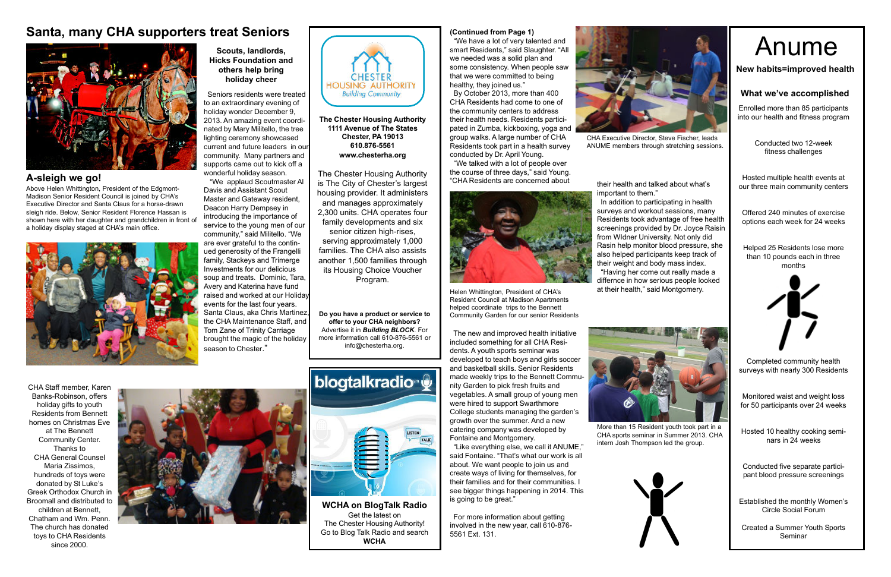## Santa, many CHA supporters treat Seniors

### A-sleigh we go!

Above Helen Whittington, President of the Edgmont-Madison Senior Resident Council is joined by CHA's Executive Director and Santa Claus for a horse-drawn sleigh ride. Below, Senior Resident Florence Hassan is shown here with her daughter and grandchildren in front of a holiday display staged at CHA's main office.

**Scouts, landlords, Hicks Foundation and others help bring holiday cheer**

Seniors residents were treated to an extraordinary evening of holiday wonder December 9, 2013. An amazing event coordinated by Mary Militello, the tree lighting ceremony showcased current and future leaders in our community. Many partners and supports came out to kick off a wonderful holiday season.

"We applaud Scoutmaster Al Davis and Assistant Scout Master and Gateway resident, Deacon Harry Dempsey in introducing the importance of service to the young men of our community," said Militello. "We are ever grateful to the continued generosity of the Frangelli family, Stackeys and Trimerge Investments for our delicious soup and treats. Dominic, Tara, Avery and Katerina have fund raised and worked at our Holiday events for the last four years. Santa Claus, aka Chris Martinez, the CHA Maintenance Staff, and Tom Zane of Trinity Carriage brought the magic of the holiday season to Chester."

CHA Staff member, Karen Banks-Robinson, offers holiday gifts to youth Residents from Bennett homes on Christmas Eve at The Bennett Community Center. Thanks to CHA General Counsel Maria Zissimos, hundreds of toys were donated by St Luke's Greek Orthodox Church in Broomall and distributed to children at Bennett, Chatham and Wm. Penn. The church has donated toys to CHA Residents since 2000.

CHESTER HOUSING AUTHORITY
Building Community

**The Chester Housing Authority**
**1111 Avenue of The States**
**Chester, PA 19013**
**610.876-5561**
**www.chesterha.org**

The Chester Housing Authority is The City of Chester's largest housing provider. It administers and manages approximately 2,300 units. CHA operates four family developments and six senior citizen high-rises, serving approximately 1,000 families. The CHA also assists another 1,500 families through its Housing Choice Voucher Program.

**Do you have a product or service to offer to your CHA neighbors?**
Advertise it in ***Building BLOCK***. For more information call 610-876-5561 or info@chesterha.org.

blogtalkradio

**WCHA on BlogTalk Radio**
Get the latest on The Chester Housing Authority! Go to Blog Talk Radio and search **WCHA**

**(Continued from Page 1)**

"We have a lot of very talented and smart Residents," said Slaughter. "All we needed was a solid plan and some consistency. When people saw that we were committed to being healthy, they joined us."

By October 2013, more than 400 CHA Residents had come to one of the community centers to address their health needs. Residents participated in Zumba, kickboxing, yoga and group walks. A large number of CHA Residents took part in a health survey conducted by Dr. April Young.

"We talked with a lot of people over the course of three days," said Young. "CHA Residents are concerned about their health and talked about what's important to them."

In addition to participating in health surveys and workout sessions, many Residents took advantage of free health screenings provided by Dr. Joyce Raisin from WIdner University. Not only did Rasin help monitor blood pressure, she also helped participants keep track of their weight and body mass index.

"Having her come out really made a differnce in how serious people looked at their health," said Montgomery.

CHA Executive Director, Steve Fischer, leads ANUME members through stretching sessions.

Helen Whittington, President of CHA's Resident Council at Madison Apartments helped coordinate trips to the Bennett Community Garden for our senior Residents

The new and improved health initiative included something for all CHA Residents. A youth sports seminar was developed to teach boys and girls soccer and basketball skills. Senior Residents made weekly trips to the Bennett Community Garden to pick fresh fruits and vegetables. A small group of young men were hired to support Swarthmore College students managing the garden's growth over the summer. And a new catering company was developed by Fontaine and Montgomery.

"Like everything else, we call it ANUME," said Fontaine. "That's what our work is all about. We want people to join us and create ways of living for themselves, for their families and for their communities. I see bigger things happening in 2014. This is going to be great."

For more information about getting involved in the new year, call 610-876-5561 Ext. 131.

More than 15 Resident youth took part in a CHA sports seminar in Summer 2013. CHA intern Josh Thompson led the group.

# Anume

**New habits=improved health**

### What we've accomplished

Enrolled more than 85 participants into our health and fitness program

Conducted two 12-week fitness challenges

Hosted multiple health events at our three main community centers

Offered 240 minutes of exercise options each week for 24 weeks

Helped 25 Residents lose more than 10 pounds each in three months

Completed community health surveys with nearly 300 Residents

Monitored waist and weight loss for 50 participants over 24 weeks

Hosted 10 healthy cooking seminars in 24 weeks

Conducted five separate participant blood pressure screenings

Established the monthly Women's Circle Social Forum

Created a Summer Youth Sports Seminar